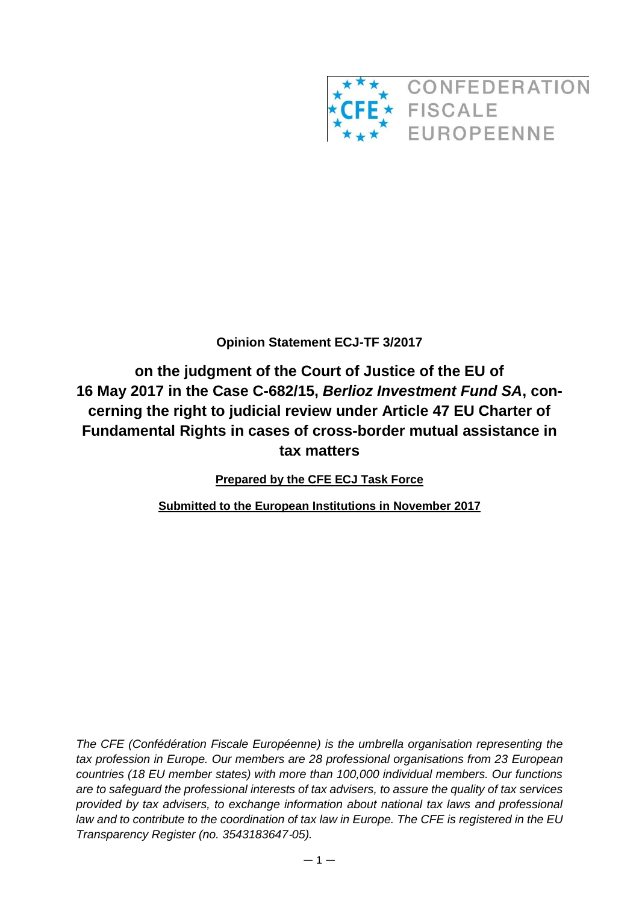CONFEDERATION FISCALE EUROPEENNE

**Opinion Statement ECJ-TF 3/2017**

# on the judgment of the Court of Justice of the EU of 16 May 2017 in the Case C-682/15, *Berlioz Investment Fund SA*, concerning the right to judicial review under Article 47 EU Charter of Fundamental Rights in cases of cross-border mutual assistance in tax matters

**Prepared by the CFE ECJ Task Force**

**Submitted to the European Institutions in November 2017**

*The CFE (Confédération Fiscale Européenne) is the umbrella organisation representing the tax profession in Europe. Our members are 28 professional organisations from 23 European countries (18 EU member states) with more than 100,000 individual members. Our functions are to safeguard the professional interests of tax advisers, to assure the quality of tax services provided by tax advisers, to exchange information about national tax laws and professional law and to contribute to the coordination of tax law in Europe. The CFE is registered in the EU Transparency Register (no. 3543183647-05).*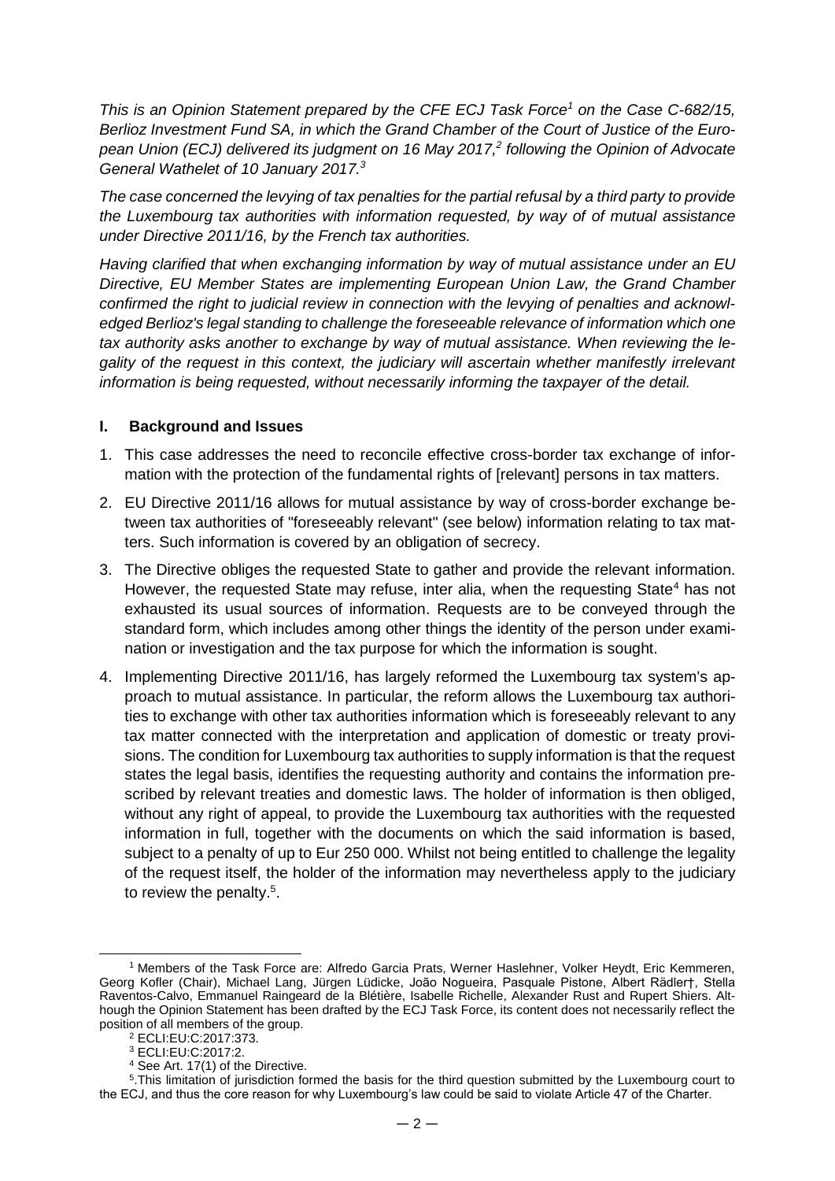*This is an Opinion Statement prepared by the CFE ECJ Task Force[1] on the Case C-682/15, Berlioz Investment Fund SA, in which the Grand Chamber of the Court of Justice of the European Union (ECJ) delivered its judgment on 16 May 2017,[2] following the Opinion of Advocate General Wathelet of 10 January 2017.[3]*

*The case concerned the levying of tax penalties for the partial refusal by a third party to provide the Luxembourg tax authorities with information requested, by way of of mutual assistance under Directive 2011/16, by the French tax authorities.*

*Having clarified that when exchanging information by way of mutual assistance under an EU Directive, EU Member States are implementing European Union Law, the Grand Chamber confirmed the right to judicial review in connection with the levying of penalties and acknowledged Berlioz's legal standing to challenge the foreseeable relevance of information which one tax authority asks another to exchange by way of mutual assistance. When reviewing the legality of the request in this context, the judiciary will ascertain whether manifestly irrelevant information is being requested, without necessarily informing the taxpayer of the detail.*

## I. Background and Issues

1. This case addresses the need to reconcile effective cross-border tax exchange of information with the protection of the fundamental rights of [relevant] persons in tax matters.
2. EU Directive 2011/16 allows for mutual assistance by way of cross-border exchange between tax authorities of "foreseeably relevant" (see below) information relating to tax matters. Such information is covered by an obligation of secrecy.
3. The Directive obliges the requested State to gather and provide the relevant information. However, the requested State may refuse, inter alia, when the requesting State[4] has not exhausted its usual sources of information. Requests are to be conveyed through the standard form, which includes among other things the identity of the person under examination or investigation and the tax purpose for which the information is sought.
4. Implementing Directive 2011/16, has largely reformed the Luxembourg tax system's approach to mutual assistance. In particular, the reform allows the Luxembourg tax authorities to exchange with other tax authorities information which is foreseeably relevant to any tax matter connected with the interpretation and application of domestic or treaty provisions. The condition for Luxembourg tax authorities to supply information is that the request states the legal basis, identifies the requesting authority and contains the information prescribed by relevant treaties and domestic laws. The holder of information is then obliged, without any right of appeal, to provide the Luxembourg tax authorities with the requested information in full, together with the documents on which the said information is based, subject to a penalty of up to Eur 250 000. Whilst not being entitled to challenge the legality of the request itself, the holder of the information may nevertheless apply to the judiciary to review the penalty.[5].

---

[1] Members of the Task Force are: Alfredo Garcia Prats, Werner Haslehner, Volker Heydt, Eric Kemmeren, Georg Kofler (Chair), Michael Lang, Jürgen Lüdicke, João Nogueira, Pasquale Pistone, Albert Rädler†, Stella Raventos-Calvo, Emmanuel Raingeard de la Blétière, Isabelle Richelle, Alexander Rust and Rupert Shiers. Although the Opinion Statement has been drafted by the ECJ Task Force, its content does not necessarily reflect the position of all members of the group.

[2] ECLI:EU:C:2017:373.

[3] ECLI:EU:C:2017:2.

[4] See Art. 17(1) of the Directive.

[5] This limitation of jurisdiction formed the basis for the third question submitted by the Luxembourg court to the ECJ, and thus the core reason for why Luxembourg's law could be said to violate Article 47 of the Charter.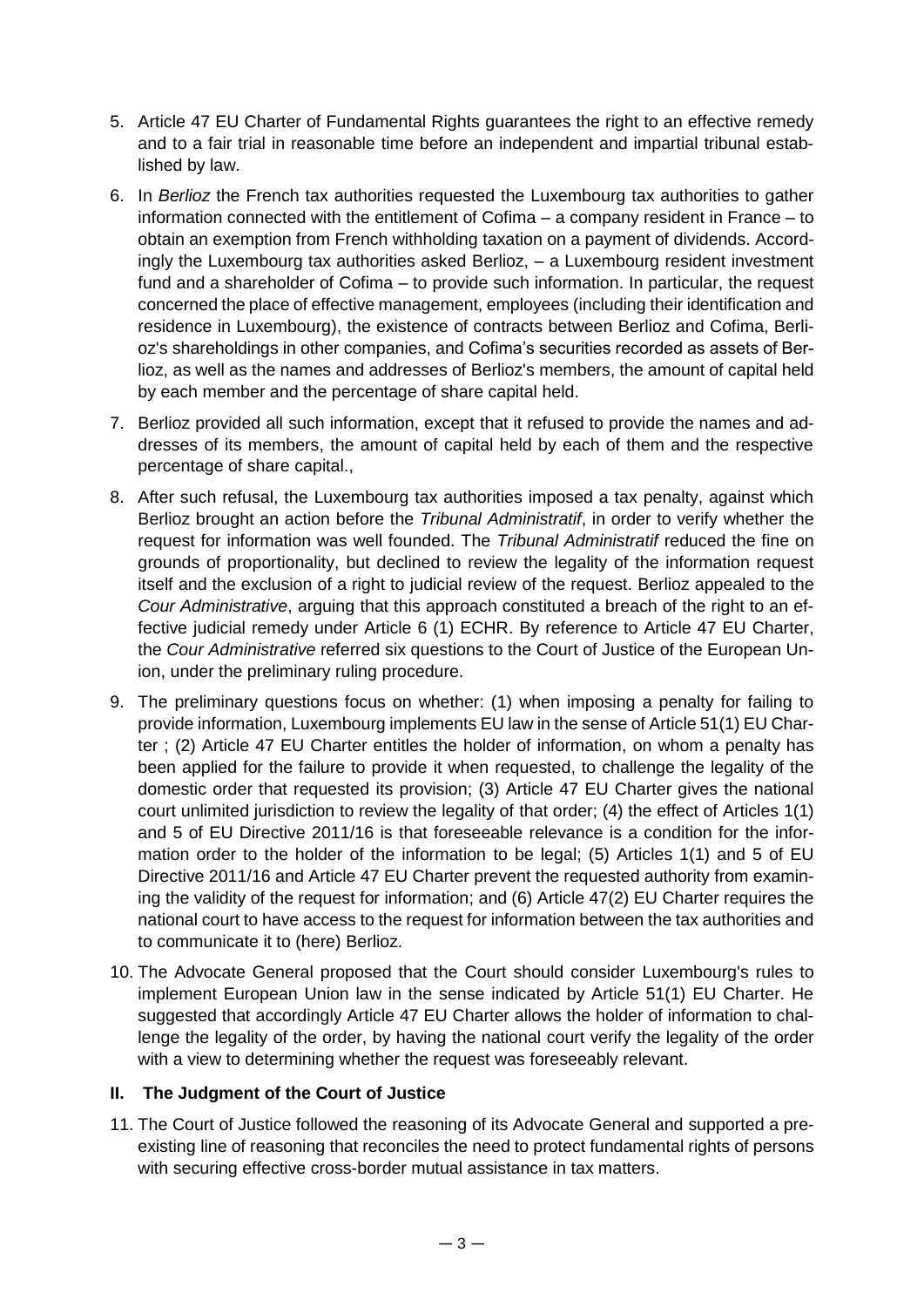5. Article 47 EU Charter of Fundamental Rights guarantees the right to an effective remedy and to a fair trial in reasonable time before an independent and impartial tribunal established by law.

6. In *Berlioz* the French tax authorities requested the Luxembourg tax authorities to gather information connected with the entitlement of Cofima – a company resident in France – to obtain an exemption from French withholding taxation on a payment of dividends. Accordingly the Luxembourg tax authorities asked Berlioz, – a Luxembourg resident investment fund and a shareholder of Cofima – to provide such information. In particular, the request concerned the place of effective management, employees (including their identification and residence in Luxembourg), the existence of contracts between Berlioz and Cofima, Berlioz's shareholdings in other companies, and Cofima's securities recorded as assets of Berlioz, as well as the names and addresses of Berlioz's members, the amount of capital held by each member and the percentage of share capital held.

7. Berlioz provided all such information, except that it refused to provide the names and addresses of its members, the amount of capital held by each of them and the respective percentage of share capital.,

8. After such refusal, the Luxembourg tax authorities imposed a tax penalty, against which Berlioz brought an action before the *Tribunal Administratif*, in order to verify whether the request for information was well founded. The *Tribunal Administratif* reduced the fine on grounds of proportionality, but declined to review the legality of the information request itself and the exclusion of a right to judicial review of the request. Berlioz appealed to the *Cour Administrative*, arguing that this approach constituted a breach of the right to an effective judicial remedy under Article 6 (1) ECHR. By reference to Article 47 EU Charter, the *Cour Administrative* referred six questions to the Court of Justice of the European Union, under the preliminary ruling procedure.

9. The preliminary questions focus on whether: (1) when imposing a penalty for failing to provide information, Luxembourg implements EU law in the sense of Article 51(1) EU Charter ; (2) Article 47 EU Charter entitles the holder of information, on whom a penalty has been applied for the failure to provide it when requested, to challenge the legality of the domestic order that requested its provision; (3) Article 47 EU Charter gives the national court unlimited jurisdiction to review the legality of that order; (4) the effect of Articles 1(1) and 5 of EU Directive 2011/16 is that foreseeable relevance is a condition for the information order to the holder of the information to be legal; (5) Articles 1(1) and 5 of EU Directive 2011/16 and Article 47 EU Charter prevent the requested authority from examining the validity of the request for information; and (6) Article 47(2) EU Charter requires the national court to have access to the request for information between the tax authorities and to communicate it to (here) Berlioz.

10. The Advocate General proposed that the Court should consider Luxembourg's rules to implement European Union law in the sense indicated by Article 51(1) EU Charter. He suggested that accordingly Article 47 EU Charter allows the holder of information to challenge the legality of the order, by having the national court verify the legality of the order with a view to determining whether the request was foreseeably relevant.

## II. The Judgment of the Court of Justice

11. The Court of Justice followed the reasoning of its Advocate General and supported a pre-existing line of reasoning that reconciles the need to protect fundamental rights of persons with securing effective cross-border mutual assistance in tax matters.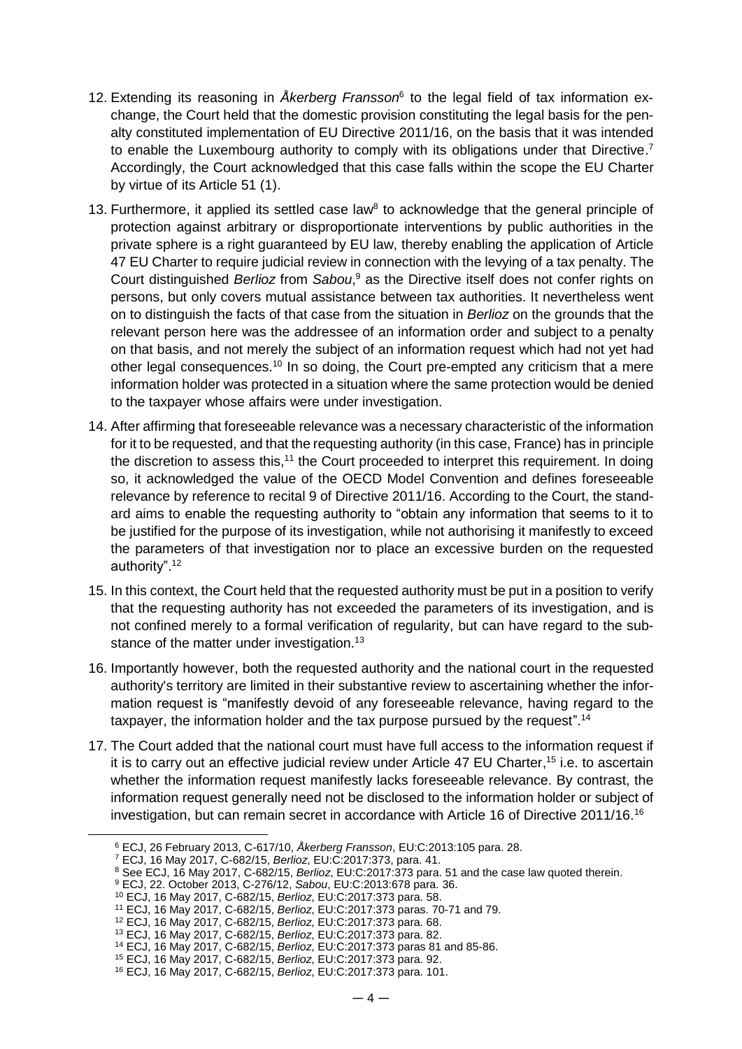12. Extending its reasoning in *Åkerberg Fransson*[6] to the legal field of tax information exchange, the Court held that the domestic provision constituting the legal basis for the penalty constituted implementation of EU Directive 2011/16, on the basis that it was intended to enable the Luxembourg authority to comply with its obligations under that Directive.[7] Accordingly, the Court acknowledged that this case falls within the scope the EU Charter by virtue of its Article 51 (1).

13. Furthermore, it applied its settled case law[8] to acknowledge that the general principle of protection against arbitrary or disproportionate interventions by public authorities in the private sphere is a right guaranteed by EU law, thereby enabling the application of Article 47 EU Charter to require judicial review in connection with the levying of a tax penalty. The Court distinguished *Berlioz* from *Sabou*,[9] as the Directive itself does not confer rights on persons, but only covers mutual assistance between tax authorities. It nevertheless went on to distinguish the facts of that case from the situation in *Berlioz* on the grounds that the relevant person here was the addressee of an information order and subject to a penalty on that basis, and not merely the subject of an information request which had not yet had other legal consequences.[10] In so doing, the Court pre-empted any criticism that a mere information holder was protected in a situation where the same protection would be denied to the taxpayer whose affairs were under investigation.

14. After affirming that foreseeable relevance was a necessary characteristic of the information for it to be requested, and that the requesting authority (in this case, France) has in principle the discretion to assess this,[11] the Court proceeded to interpret this requirement. In doing so, it acknowledged the value of the OECD Model Convention and defines foreseeable relevance by reference to recital 9 of Directive 2011/16. According to the Court, the standard aims to enable the requesting authority to "obtain any information that seems to it to be justified for the purpose of its investigation, while not authorising it manifestly to exceed the parameters of that investigation nor to place an excessive burden on the requested authority".[12]

15. In this context, the Court held that the requested authority must be put in a position to verify that the requesting authority has not exceeded the parameters of its investigation, and is not confined merely to a formal verification of regularity, but can have regard to the substance of the matter under investigation.[13]

16. Importantly however, both the requested authority and the national court in the requested authority's territory are limited in their substantive review to ascertaining whether the information request is "manifestly devoid of any foreseeable relevance, having regard to the taxpayer, the information holder and the tax purpose pursued by the request".[14]

17. The Court added that the national court must have full access to the information request if it is to carry out an effective judicial review under Article 47 EU Charter,[15] i.e. to ascertain whether the information request manifestly lacks foreseeable relevance. By contrast, the information request generally need not be disclosed to the information holder or subject of investigation, but can remain secret in accordance with Article 16 of Directive 2011/16.[16]

---

[6] ECJ, 26 February 2013, C-617/10, *Åkerberg Fransson*, EU:C:2013:105 para. 28.

[7] ECJ, 16 May 2017, C-682/15, *Berlioz*, EU:C:2017:373, para. 41.

[8] See ECJ, 16 May 2017, C-682/15, *Berlioz*, EU:C:2017:373 para. 51 and the case law quoted therein.

[9] ECJ, 22. October 2013, C-276/12, *Sabou*, EU:C:2013:678 para. 36.

[10] ECJ, 16 May 2017, C-682/15, *Berlioz*, EU:C:2017:373 para. 58.

[11] ECJ, 16 May 2017, C-682/15, *Berlioz*, EU:C:2017:373 paras. 70-71 and 79.

[12] ECJ, 16 May 2017, C-682/15, *Berlioz*, EU:C:2017:373 para. 68.

[13] ECJ, 16 May 2017, C-682/15, *Berlioz*, EU:C:2017:373 para. 82.

[14] ECJ, 16 May 2017, C-682/15, *Berlioz*, EU:C:2017:373 paras 81 and 85-86.

[15] ECJ, 16 May 2017, C-682/15, *Berlioz*, EU:C:2017:373 para. 92.

[16] ECJ, 16 May 2017, C-682/15, *Berlioz*, EU:C:2017:373 para. 101.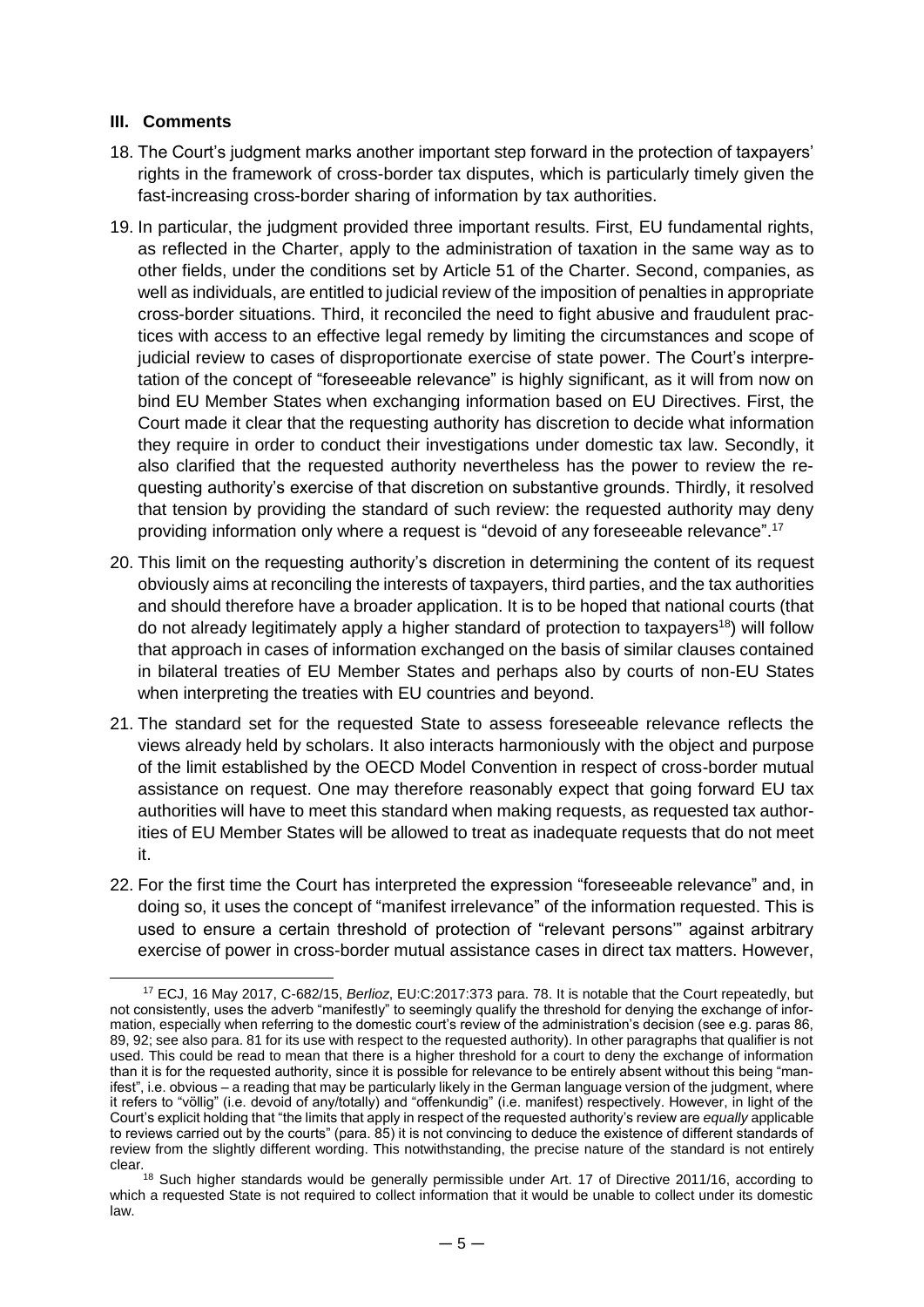### III. Comments

18. The Court's judgment marks another important step forward in the protection of taxpayers' rights in the framework of cross-border tax disputes, which is particularly timely given the fast-increasing cross-border sharing of information by tax authorities.

19. In particular, the judgment provided three important results. First, EU fundamental rights, as reflected in the Charter, apply to the administration of taxation in the same way as to other fields, under the conditions set by Article 51 of the Charter. Second, companies, as well as individuals, are entitled to judicial review of the imposition of penalties in appropriate cross-border situations. Third, it reconciled the need to fight abusive and fraudulent practices with access to an effective legal remedy by limiting the circumstances and scope of judicial review to cases of disproportionate exercise of state power. The Court's interpretation of the concept of "foreseeable relevance" is highly significant, as it will from now on bind EU Member States when exchanging information based on EU Directives. First, the Court made it clear that the requesting authority has discretion to decide what information they require in order to conduct their investigations under domestic tax law. Secondly, it also clarified that the requested authority nevertheless has the power to review the requesting authority's exercise of that discretion on substantive grounds. Thirdly, it resolved that tension by providing the standard of such review: the requested authority may deny providing information only where a request is "devoid of any foreseeable relevance".[17]

20. This limit on the requesting authority's discretion in determining the content of its request obviously aims at reconciling the interests of taxpayers, third parties, and the tax authorities and should therefore have a broader application. It is to be hoped that national courts (that do not already legitimately apply a higher standard of protection to taxpayers[18]) will follow that approach in cases of information exchanged on the basis of similar clauses contained in bilateral treaties of EU Member States and perhaps also by courts of non-EU States when interpreting the treaties with EU countries and beyond.

21. The standard set for the requested State to assess foreseeable relevance reflects the views already held by scholars. It also interacts harmoniously with the object and purpose of the limit established by the OECD Model Convention in respect of cross-border mutual assistance on request. One may therefore reasonably expect that going forward EU tax authorities will have to meet this standard when making requests, as requested tax authorities of EU Member States will be allowed to treat as inadequate requests that do not meet it.

22. For the first time the Court has interpreted the expression "foreseeable relevance" and, in doing so, it uses the concept of "manifest irrelevance" of the information requested. This is used to ensure a certain threshold of protection of "relevant persons'" against arbitrary exercise of power in cross-border mutual assistance cases in direct tax matters. However,

---

[17] ECJ, 16 May 2017, C-682/15, *Berlioz*, EU:C:2017:373 para. 78. It is notable that the Court repeatedly, but not consistently, uses the adverb "manifestly" to seemingly qualify the threshold for denying the exchange of information, especially when referring to the domestic court's review of the administration's decision (see e.g. paras 86, 89, 92; see also para. 81 for its use with respect to the requested authority). In other paragraphs that qualifier is not used. This could be read to mean that there is a higher threshold for a court to deny the exchange of information than it is for the requested authority, since it is possible for relevance to be entirely absent without this being "manifest", i.e. obvious – a reading that may be particularly likely in the German language version of the judgment, where it refers to "völlig" (i.e. devoid of any/totally) and "offenkundig" (i.e. manifest) respectively. However, in light of the Court's explicit holding that "the limits that apply in respect of the requested authority's review are *equally* applicable to reviews carried out by the courts" (para. 85) it is not convincing to deduce the existence of different standards of review from the slightly different wording. This notwithstanding, the precise nature of the standard is not entirely clear.

[18] Such higher standards would be generally permissible under Art. 17 of Directive 2011/16, according to which a requested State is not required to collect information that it would be unable to collect under its domestic law.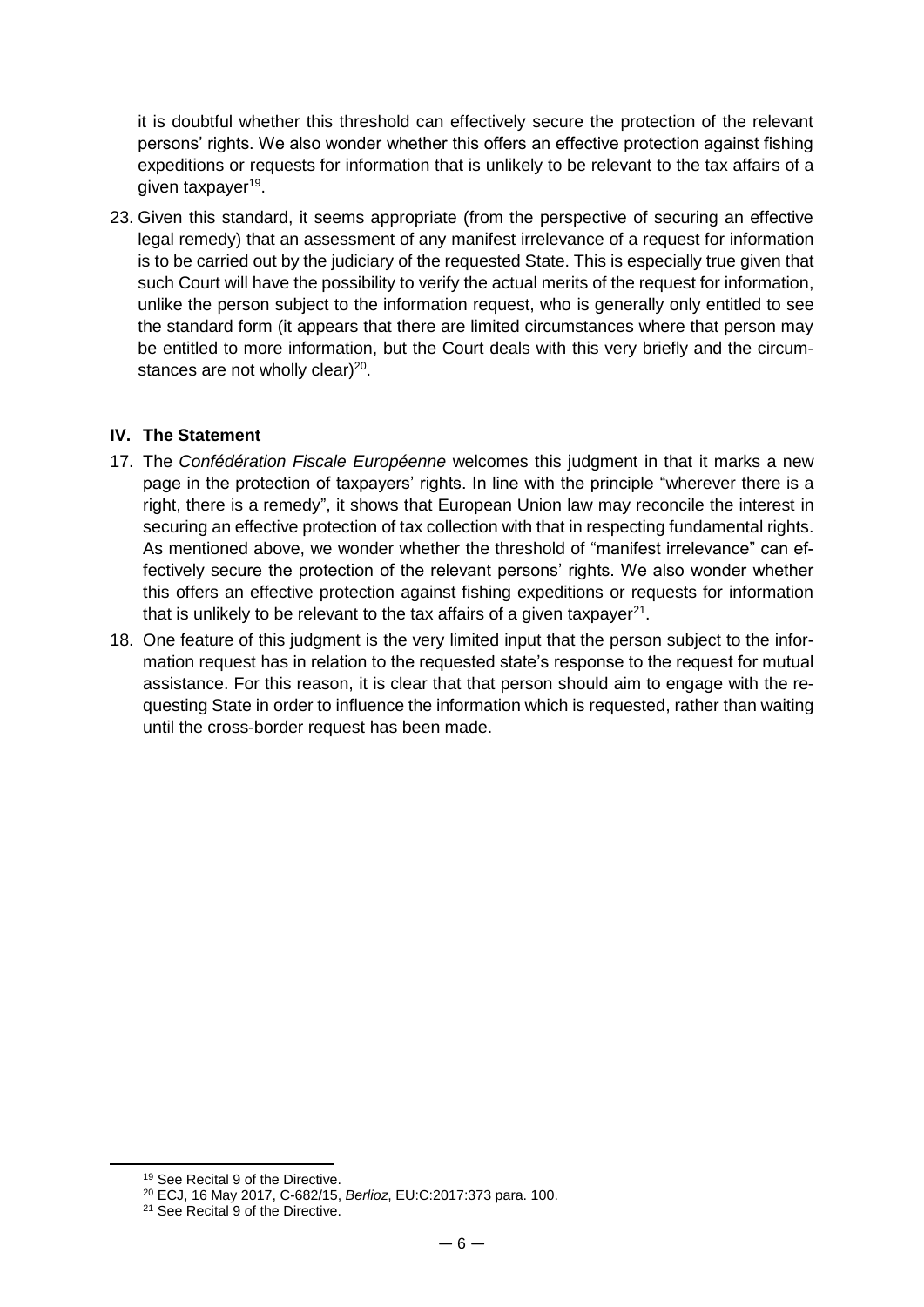it is doubtful whether this threshold can effectively secure the protection of the relevant persons' rights. We also wonder whether this offers an effective protection against fishing expeditions or requests for information that is unlikely to be relevant to the tax affairs of a given taxpayer[19].

23. Given this standard, it seems appropriate (from the perspective of securing an effective legal remedy) that an assessment of any manifest irrelevance of a request for information is to be carried out by the judiciary of the requested State. This is especially true given that such Court will have the possibility to verify the actual merits of the request for information, unlike the person subject to the information request, who is generally only entitled to see the standard form (it appears that there are limited circumstances where that person may be entitled to more information, but the Court deals with this very briefly and the circumstances are not wholly clear)[20].

## IV. The Statement

17. The *Confédération Fiscale Européenne* welcomes this judgment in that it marks a new page in the protection of taxpayers' rights. In line with the principle "wherever there is a right, there is a remedy", it shows that European Union law may reconcile the interest in securing an effective protection of tax collection with that in respecting fundamental rights. As mentioned above, we wonder whether the threshold of "manifest irrelevance" can effectively secure the protection of the relevant persons' rights. We also wonder whether this offers an effective protection against fishing expeditions or requests for information that is unlikely to be relevant to the tax affairs of a given taxpayer[21].
18. One feature of this judgment is the very limited input that the person subject to the information request has in relation to the requested state's response to the request for mutual assistance. For this reason, it is clear that that person should aim to engage with the requesting State in order to influence the information which is requested, rather than waiting until the cross-border request has been made.

---

[19] See Recital 9 of the Directive.

[20] ECJ, 16 May 2017, C-682/15, *Berlioz*, EU:C:2017:373 para. 100.

[21] See Recital 9 of the Directive.